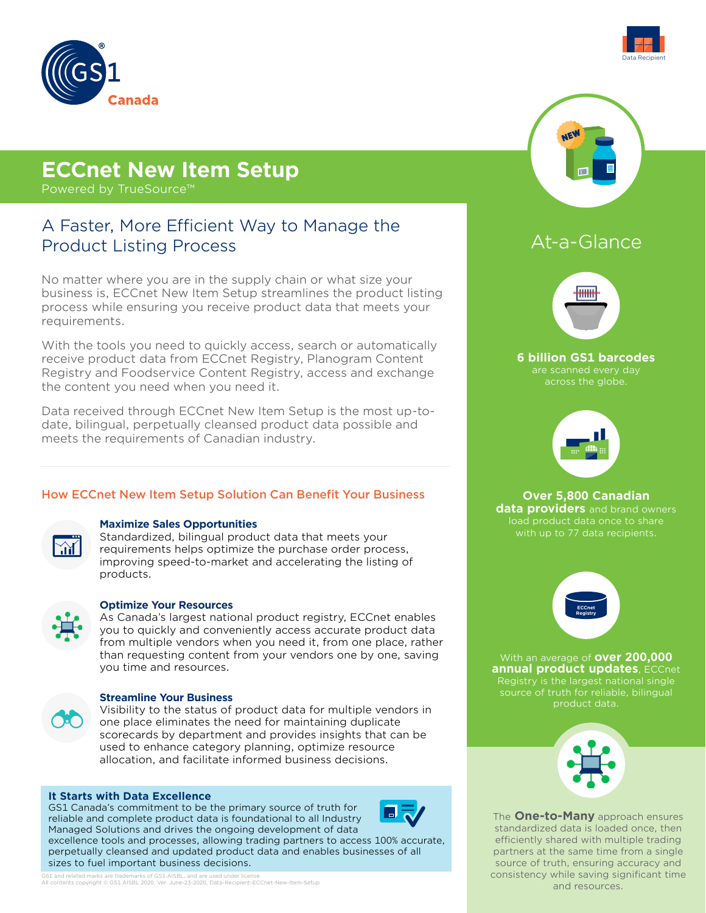# ECCnet New Item Setup

Powered by TrueSource™

## A Faster, More Efficient Way to Manage the Product Listing Process

No matter where you are in the supply chain or what size your business is, ECCnet New Item Setup streamlines the product listing process while ensuring you receive product data that meets your requirements.

With the tools you need to quickly access, search or automatically receive product data from ECCnet Registry, Planogram Content Registry and Foodservice Content Registry, access and exchange the content you need when you need it.

Data received through ECCnet New Item Setup is the most up-to-date, bilingual, perpetually cleansed product data possible and meets the requirements of Canadian industry.

### How ECCnet New Item Setup Solution Can Benefit Your Business

**Maximize Sales Opportunities**
Standardized, bilingual product data that meets your requirements helps optimize the purchase order process, improving speed-to-market and accelerating the listing of products.

**Optimize Your Resources**
As Canada's largest national product registry, ECCnet enables you to quickly and conveniently access accurate product data from multiple vendors when you need it, from one place, rather than requesting content from your vendors one by one, saving you time and resources.

**Streamline Your Business**
Visibility to the status of product data for multiple vendors in one place eliminates the need for maintaining duplicate scorecards by department and provides insights that can be used to enhance category planning, optimize resource allocation, and facilitate informed business decisions.

**It Starts with Data Excellence**
GS1 Canada's commitment to be the primary source of truth for reliable and complete product data is foundational to all Industry Managed Solutions and drives the ongoing development of data excellence tools and processes, allowing trading partners to access 100% accurate, perpetually cleansed and updated product data and enables businesses of all sizes to fuel important business decisions.

## At-a-Glance

**6 billion GS1 barcodes** are scanned every day across the globe.

**Over 5,800 Canadian data providers** and brand owners load product data once to share with up to 77 data recipients.

With an average of **over 200,000 annual product updates**, ECCnet Registry is the largest national single source of truth for reliable, bilingual product data.

The **One-to-Many** approach ensures standardized data is loaded once, then efficiently shared with multiple trading partners at the same time from a single source of truth, ensuring accuracy and consistency while saving significant time and resources.

GS1 and related marks are trademarks of GS1 AISBL, and are used under license.
All contents copyright © GS1 AISBL 2020. Ver. June-23-2020, Data-Recipient-ECCnet-New-Item-Setup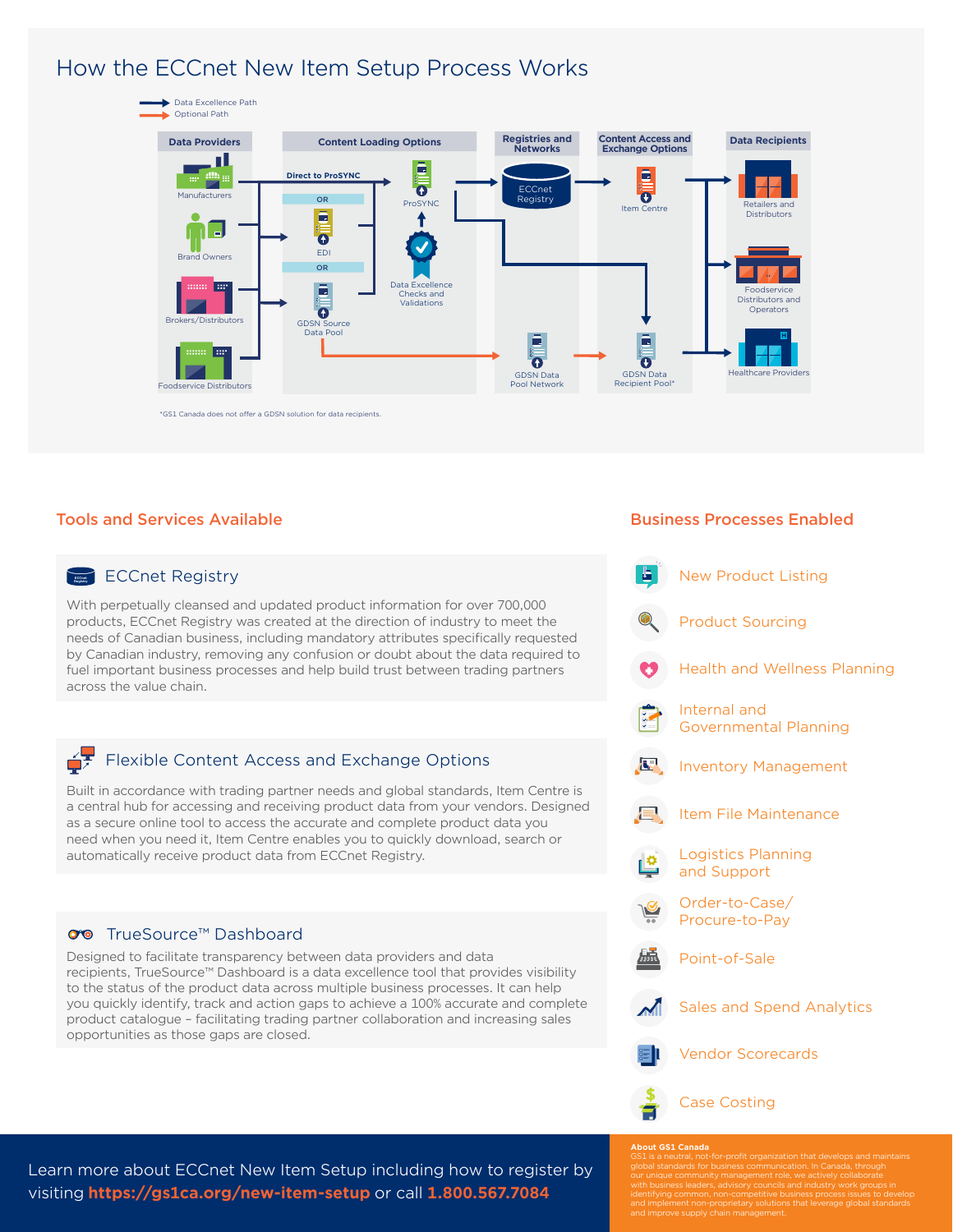# How the ECCnet New Item Setup Process Works

Data Excellence Path
Optional Path

Data Providers
Manufacturers
Brand Owners
Brokers/Distributors
Foodservice Distributors

Content Loading Options
Direct to ProSYNC
ProSYNC
OR
EDI
OR
GDSN Source Data Pool
Data Excellence Checks and Validations

Registries and Networks
ECCnet Registry
GDSN Data Pool Network

Content Access and Exchange Options
Item Centre
GDSN Data Recipient Pool*

Data Recipients
Retailers and Distributors
Foodservice Distributors and Operators
Healthcare Providers

*GS1 Canada does not offer a GDSN solution for data recipients.

## Tools and Services Available

### ECCnet Registry

With perpetually cleansed and updated product information for over 700,000 products, ECCnet Registry was created at the direction of industry to meet the needs of Canadian business, including mandatory attributes specifically requested by Canadian industry, removing any confusion or doubt about the data required to fuel important business processes and help build trust between trading partners across the value chain.

### Flexible Content Access and Exchange Options

Built in accordance with trading partner needs and global standards, Item Centre is a central hub for accessing and receiving product data from your vendors. Designed as a secure online tool to access the accurate and complete product data you need when you need it, Item Centre enables you to quickly download, search or automatically receive product data from ECCnet Registry.

### TrueSource™ Dashboard

Designed to facilitate transparency between data providers and data recipients, TrueSource™ Dashboard is a data excellence tool that provides visibility to the status of the product data across multiple business processes. It can help you quickly identify, track and action gaps to achieve a 100% accurate and complete product catalogue – facilitating trading partner collaboration and increasing sales opportunities as those gaps are closed.

## Business Processes Enabled

- New Product Listing
- Product Sourcing
- Health and Wellness Planning
- Internal and Governmental Planning
- Inventory Management
- Item File Maintenance
- Logistics Planning and Support
- Order-to-Case/ Procure-to-Pay
- Point-of-Sale
- Sales and Spend Analytics
- Vendor Scorecards
- Case Costing

Learn more about ECCnet New Item Setup including how to register by visiting **https://gs1ca.org/new-item-setup** or call **1.800.567.7084**

**About GS1 Canada**
GS1 is a neutral, not-for-profit organization that develops and maintains global standards for business communication. In Canada, through our unique community management role, we actively collaborate with business leaders, advisory councils and industry work groups in identifying common, non-competitive business process issues to develop and implement non-proprietary solutions that leverage global standards and improve supply chain management.